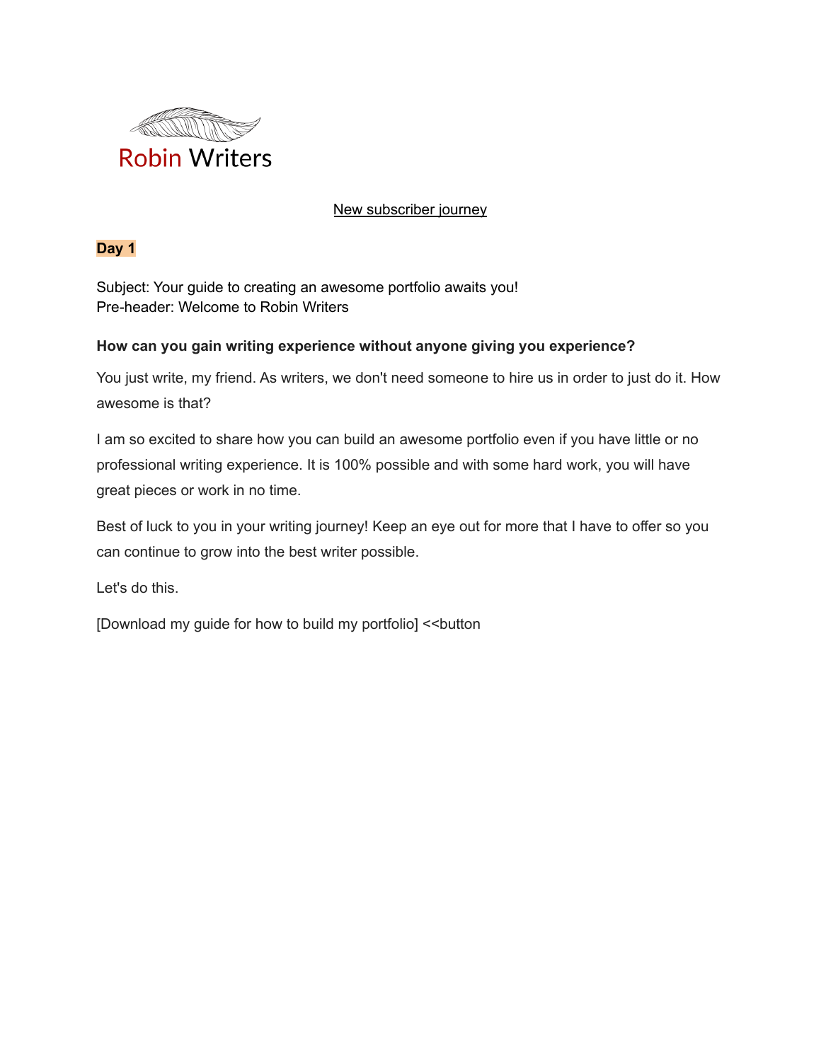Robin Writers

New subscriber journey

**Day 1**

Subject: Your guide to creating an awesome portfolio awaits you!
Pre-header: Welcome to Robin Writers

**How can you gain writing experience without anyone giving you experience?**

You just write, my friend. As writers, we don't need someone to hire us in order to just do it. How awesome is that?

I am so excited to share how you can build an awesome portfolio even if you have little or no professional writing experience. It is 100% possible and with some hard work, you will have great pieces or work in no time.

Best of luck to you in your writing journey! Keep an eye out for more that I have to offer so you can continue to grow into the best writer possible.

Let's do this.

[Download my guide for how to build my portfolio] <<button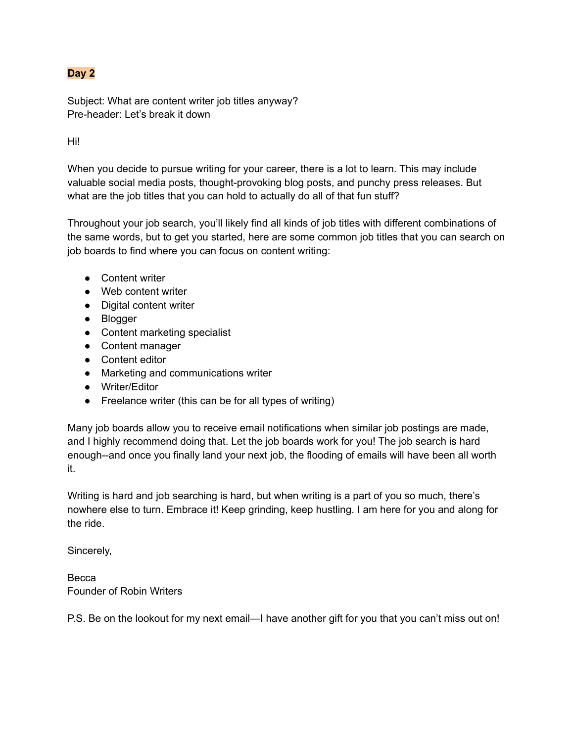**Day 2**

Subject: What are content writer job titles anyway?
Pre-header: Let's break it down

Hi!

When you decide to pursue writing for your career, there is a lot to learn. This may include valuable social media posts, thought-provoking blog posts, and punchy press releases. But what are the job titles that you can hold to actually do all of that fun stuff?

Throughout your job search, you'll likely find all kinds of job titles with different combinations of the same words, but to get you started, here are some common job titles that you can search on job boards to find where you can focus on content writing:

- Content writer
- Web content writer
- Digital content writer
- Blogger
- Content marketing specialist
- Content manager
- Content editor
- Marketing and communications writer
- Writer/Editor
- Freelance writer (this can be for all types of writing)

Many job boards allow you to receive email notifications when similar job postings are made, and I highly recommend doing that. Let the job boards work for you! The job search is hard enough--and once you finally land your next job, the flooding of emails will have been all worth it.

Writing is hard and job searching is hard, but when writing is a part of you so much, there's nowhere else to turn. Embrace it! Keep grinding, keep hustling. I am here for you and along for the ride.

Sincerely,

Becca
Founder of Robin Writers

P.S. Be on the lookout for my next email—I have another gift for you that you can't miss out on!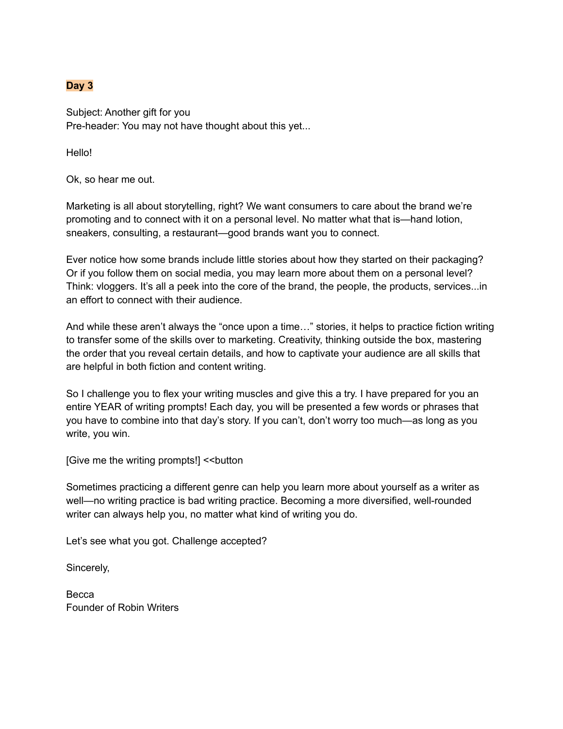**Day 3**

Subject: Another gift for you
Pre-header: You may not have thought about this yet...

Hello!

Ok, so hear me out.

Marketing is all about storytelling, right? We want consumers to care about the brand we're promoting and to connect with it on a personal level. No matter what that is—hand lotion, sneakers, consulting, a restaurant—good brands want you to connect.

Ever notice how some brands include little stories about how they started on their packaging? Or if you follow them on social media, you may learn more about them on a personal level? Think: vloggers. It's all a peek into the core of the brand, the people, the products, services...in an effort to connect with their audience.

And while these aren't always the "once upon a time…" stories, it helps to practice fiction writing to transfer some of the skills over to marketing. Creativity, thinking outside the box, mastering the order that you reveal certain details, and how to captivate your audience are all skills that are helpful in both fiction and content writing.

So I challenge you to flex your writing muscles and give this a try. I have prepared for you an entire YEAR of writing prompts! Each day, you will be presented a few words or phrases that you have to combine into that day's story. If you can't, don't worry too much—as long as you write, you win.

[Give me the writing prompts!] <<button

Sometimes practicing a different genre can help you learn more about yourself as a writer as well—no writing practice is bad writing practice. Becoming a more diversified, well-rounded writer can always help you, no matter what kind of writing you do.

Let's see what you got. Challenge accepted?

Sincerely,

Becca
Founder of Robin Writers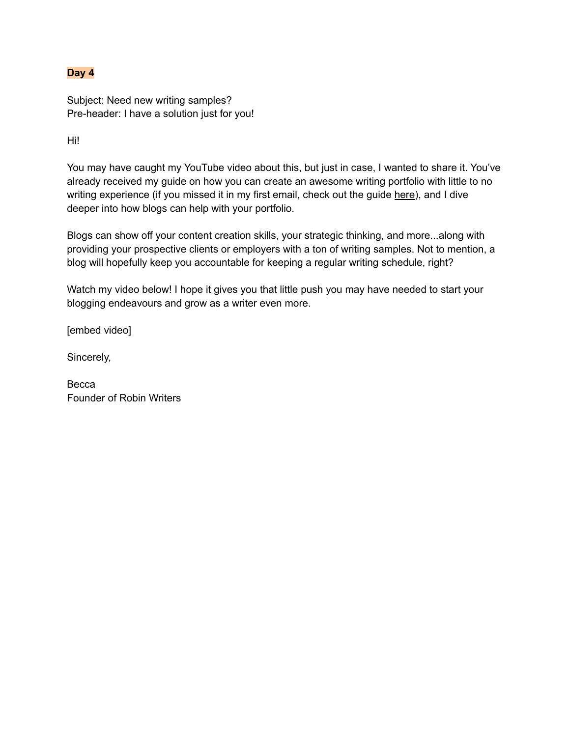**Day 4**

Subject: Need new writing samples?
Pre-header: I have a solution just for you!

Hi!

You may have caught my YouTube video about this, but just in case, I wanted to share it. You've already received my guide on how you can create an awesome writing portfolio with little to no writing experience (if you missed it in my first email, check out the guide here), and I dive deeper into how blogs can help with your portfolio.

Blogs can show off your content creation skills, your strategic thinking, and more...along with providing your prospective clients or employers with a ton of writing samples. Not to mention, a blog will hopefully keep you accountable for keeping a regular writing schedule, right?

Watch my video below! I hope it gives you that little push you may have needed to start your blogging endeavours and grow as a writer even more.

[embed video]

Sincerely,

Becca
Founder of Robin Writers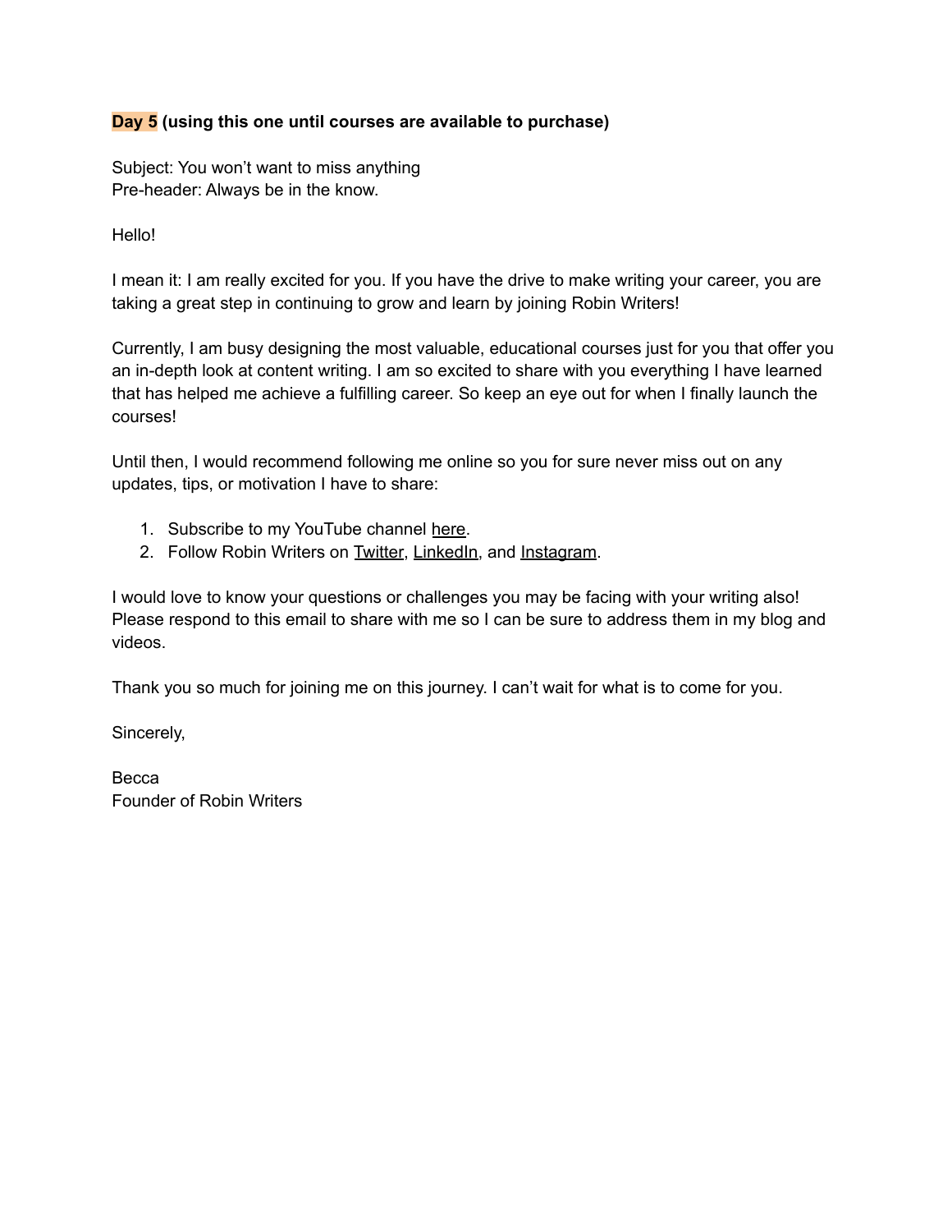**Day 5 (using this one until courses are available to purchase)**

Subject: You won't want to miss anything
Pre-header: Always be in the know.

Hello!

I mean it: I am really excited for you. If you have the drive to make writing your career, you are taking a great step in continuing to grow and learn by joining Robin Writers!

Currently, I am busy designing the most valuable, educational courses just for you that offer you an in-depth look at content writing. I am so excited to share with you everything I have learned that has helped me achieve a fulfilling career. So keep an eye out for when I finally launch the courses!

Until then, I would recommend following me online so you for sure never miss out on any updates, tips, or motivation I have to share:

1. Subscribe to my YouTube channel here.
2. Follow Robin Writers on Twitter, LinkedIn, and Instagram.

I would love to know your questions or challenges you may be facing with your writing also! Please respond to this email to share with me so I can be sure to address them in my blog and videos.

Thank you so much for joining me on this journey. I can't wait for what is to come for you.

Sincerely,

Becca
Founder of Robin Writers